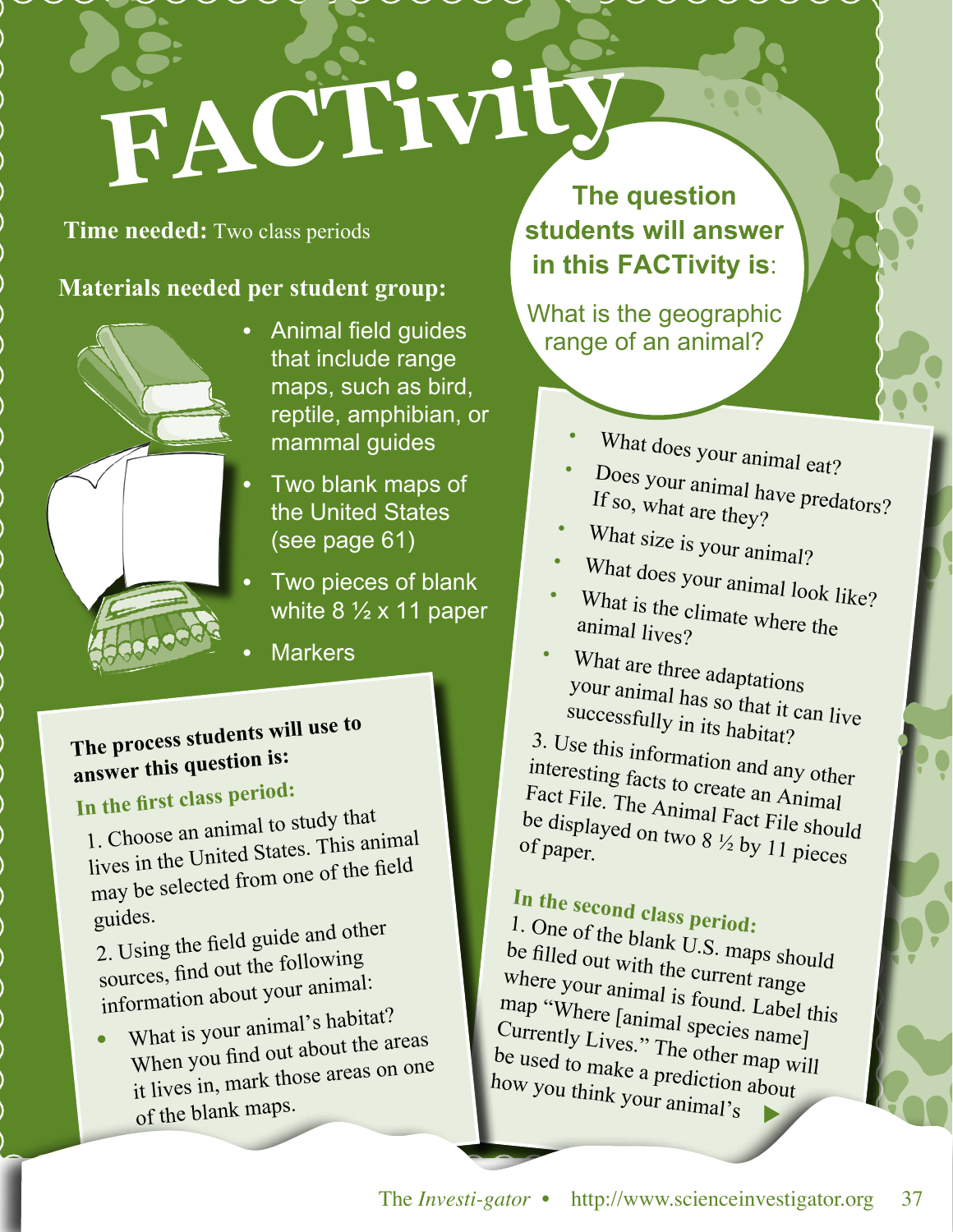# FACTivity

**Time needed:** Two class periods

**Materials needed per student group:**

- Animal field guides that include range maps, such as bird, reptile, amphibian, or mammal guides
- Two blank maps of the United States (see page 61)
- Two pieces of blank white 8 ½ x 11 paper
- Markers

**The question students will answer in this FACTivity is:**

What is the geographic range of an animal?

**The process students will use to answer this question is:**

**In the first class period:**

1. Choose an animal to study that lives in the United States. This animal may be selected from one of the field guides.

2. Using the field guide and other sources, find out the following information about your animal:

- What is your animal's habitat? When you find out about the areas it lives in, mark those areas on one of the blank maps.
- What does your animal eat?
- Does your animal have predators? If so, what are they?
- What size is your animal?
- What does your animal look like?
- What is the climate where the animal lives?
- What are three adaptations your animal has so that it can live successfully in its habitat?

3. Use this information and any other interesting facts to create an Animal Fact File. The Animal Fact File should be displayed on two 8 ½ by 11 pieces of paper.

**In the second class period:**

1. One of the blank U.S. maps should be filled out with the current range where your animal is found. Label this map "Where [animal species name] Currently Lives." The other map will be used to make a prediction about how you think your animal's ▶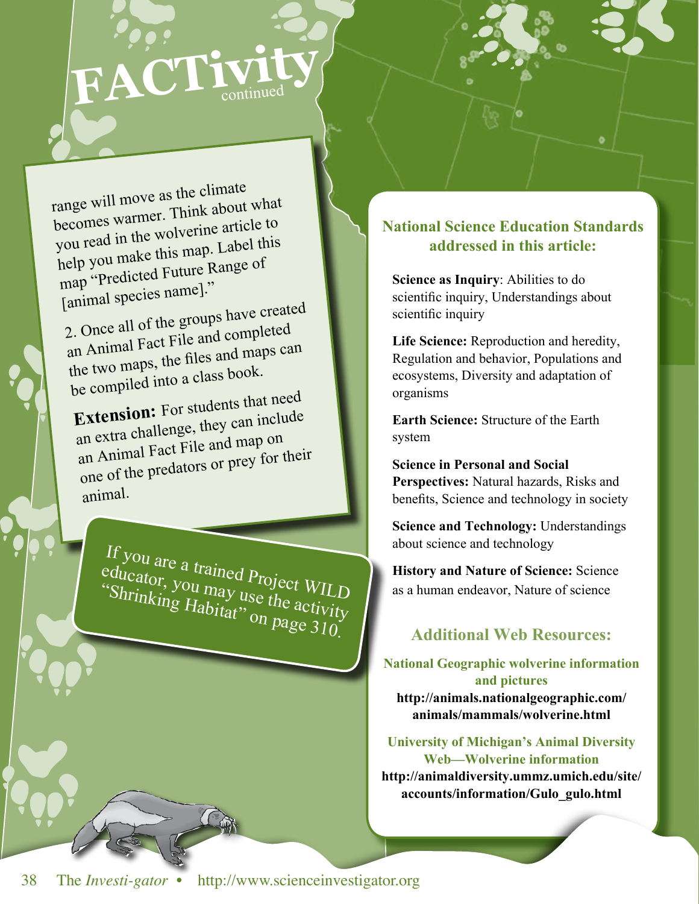# FACTivity continued

range will move as the climate becomes warmer. Think about what you read in the wolverine article to help you make this map. Label this map "Predicted Future Range of [animal species name]."

2. Once all of the groups have created an Animal Fact File and completed the two maps, the files and maps can be compiled into a class book.

**Extension:** For students that need an extra challenge, they can include an Animal Fact File and map on one of the predators or prey for their animal.

If you are a trained Project WILD educator, you may use the activity "Shrinking Habitat" on page 310.

## National Science Education Standards addressed in this article:

**Science as Inquiry**: Abilities to do scientific inquiry, Understandings about scientific inquiry

**Life Science:** Reproduction and heredity, Regulation and behavior, Populations and ecosystems, Diversity and adaptation of organisms

**Earth Science:** Structure of the Earth system

**Science in Personal and Social Perspectives:** Natural hazards, Risks and benefits, Science and technology in society

**Science and Technology:** Understandings about science and technology

**History and Nature of Science:** Science as a human endeavor, Nature of science

## Additional Web Resources:

**National Geographic wolverine information and pictures**
**http://animals.nationalgeographic.com/animals/mammals/wolverine.html**

**University of Michigan's Animal Diversity Web—Wolverine information**
**http://animaldiversity.ummz.umich.edu/site/accounts/information/Gulo_gulo.html**